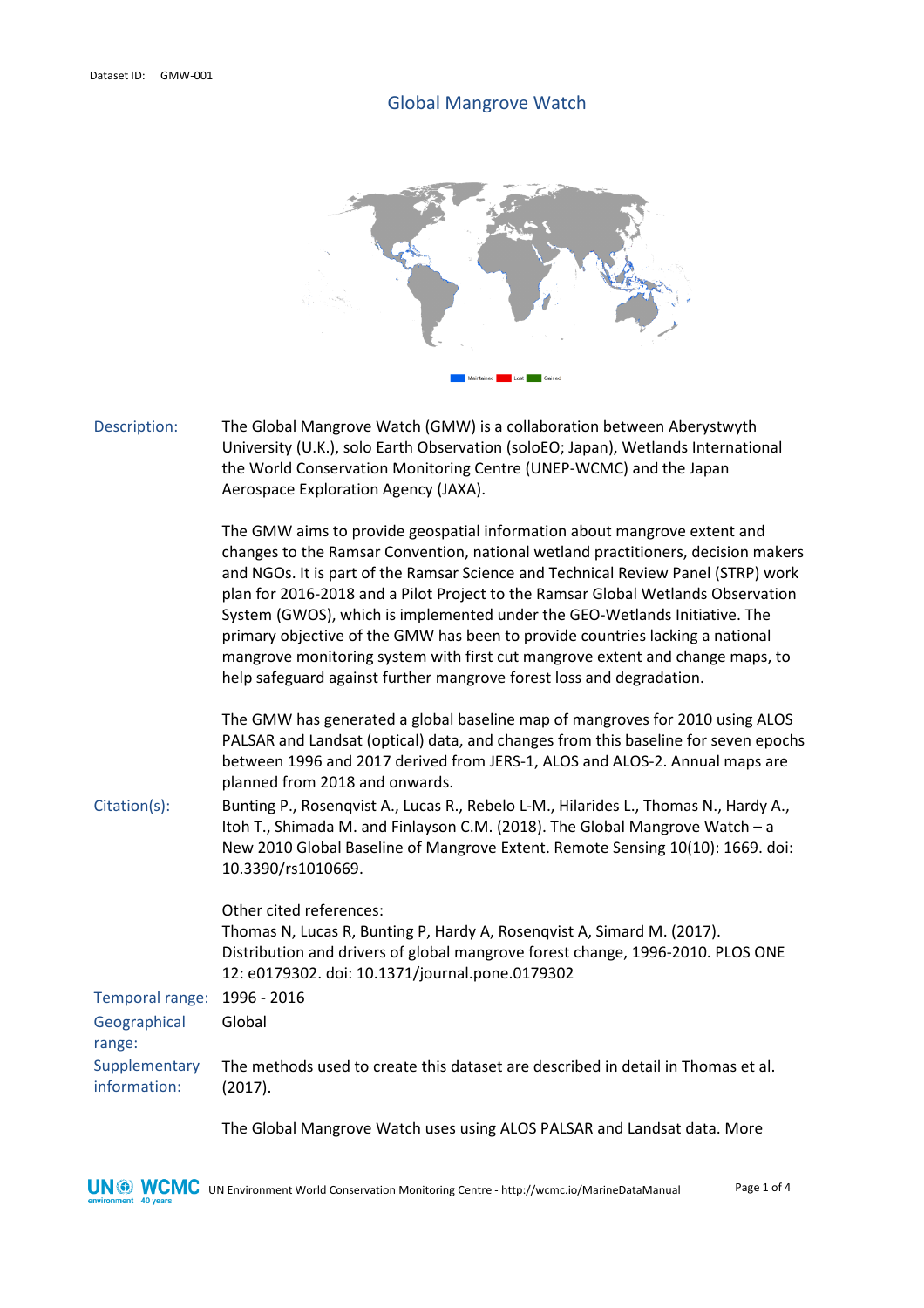Dataset ID: GMW-001

# Global Mangrove Watch

Maintained Lost Gained

**Description:** The Global Mangrove Watch (GMW) is a collaboration between Aberystwyth University (U.K.), solo Earth Observation (soloEO; Japan), Wetlands International the World Conservation Monitoring Centre (UNEP-WCMC) and the Japan Aerospace Exploration Agency (JAXA).

The GMW aims to provide geospatial information about mangrove extent and changes to the Ramsar Convention, national wetland practitioners, decision makers and NGOs. It is part of the Ramsar Science and Technical Review Panel (STRP) work plan for 2016-2018 and a Pilot Project to the Ramsar Global Wetlands Observation System (GWOS), which is implemented under the GEO-Wetlands Initiative. The primary objective of the GMW has been to provide countries lacking a national mangrove monitoring system with first cut mangrove extent and change maps, to help safeguard against further mangrove forest loss and degradation.

The GMW has generated a global baseline map of mangroves for 2010 using ALOS PALSAR and Landsat (optical) data, and changes from this baseline for seven epochs between 1996 and 2017 derived from JERS-1, ALOS and ALOS-2. Annual maps are planned from 2018 and onwards.

**Citation(s):** Bunting P., Rosenqvist A., Lucas R., Rebelo L-M., Hilarides L., Thomas N., Hardy A., Itoh T., Shimada M. and Finlayson C.M. (2018). The Global Mangrove Watch – a New 2010 Global Baseline of Mangrove Extent. Remote Sensing 10(10): 1669. doi: 10.3390/rs1010669.

Other cited references:
Thomas N, Lucas R, Bunting P, Hardy A, Rosenqvist A, Simard M. (2017). Distribution and drivers of global mangrove forest change, 1996-2010. PLOS ONE 12: e0179302. doi: 10.1371/journal.pone.0179302

**Temporal range:** 1996 - 2016

**Geographical range:** Global

**Supplementary information:** The methods used to create this dataset are described in detail in Thomas et al. (2017).

The Global Mangrove Watch uses using ALOS PALSAR and Landsat data. More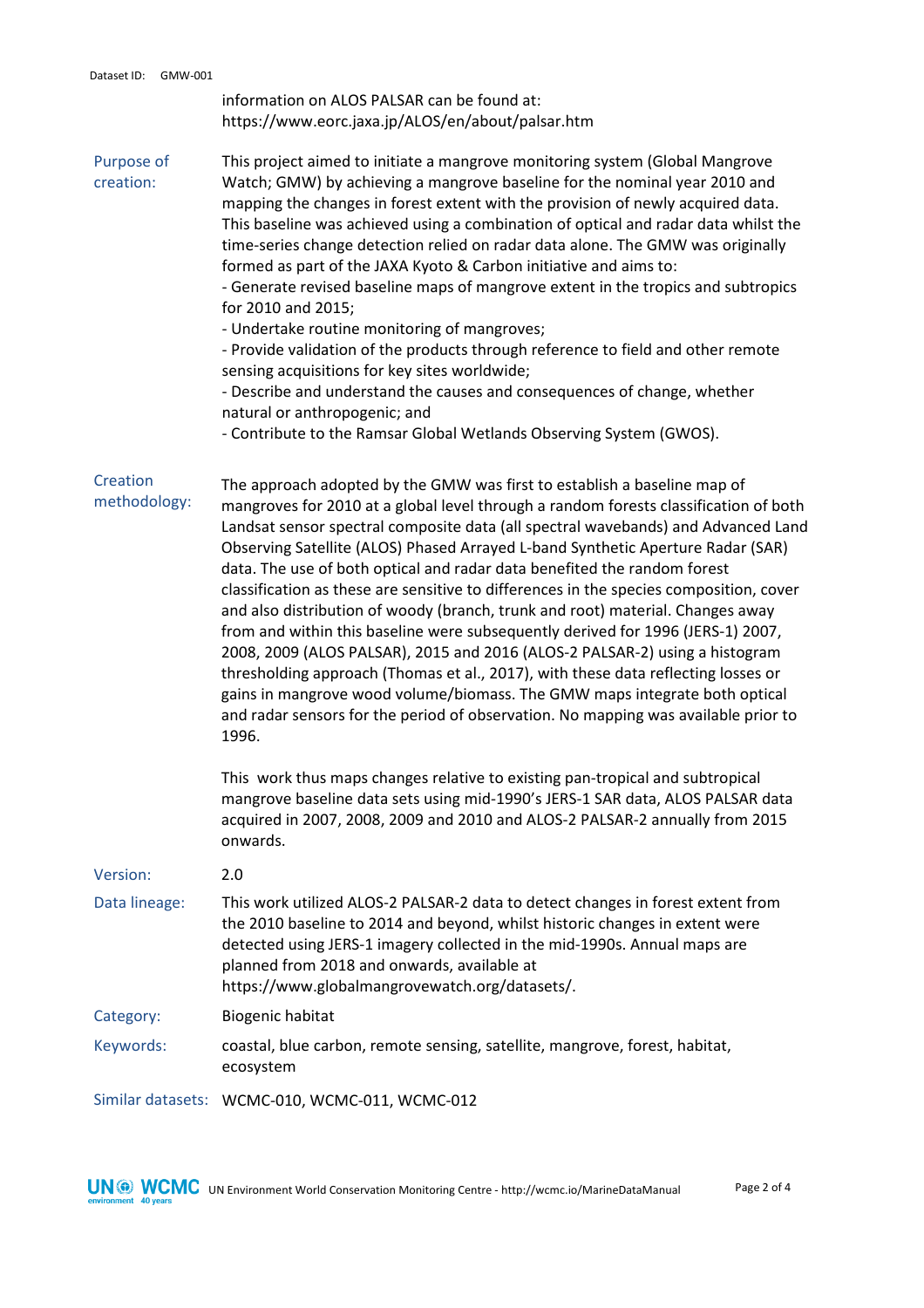information on ALOS PALSAR can be found at: https://www.eorc.jaxa.jp/ALOS/en/about/palsar.htm

**Purpose of creation:** This project aimed to initiate a mangrove monitoring system (Global Mangrove Watch; GMW) by achieving a mangrove baseline for the nominal year 2010 and mapping the changes in forest extent with the provision of newly acquired data. This baseline was achieved using a combination of optical and radar data whilst the time-series change detection relied on radar data alone. The GMW was originally formed as part of the JAXA Kyoto & Carbon initiative and aims to:

- Generate revised baseline maps of mangrove extent in the tropics and subtropics for 2010 and 2015;
- Undertake routine monitoring of mangroves;
- Provide validation of the products through reference to field and other remote sensing acquisitions for key sites worldwide;
- Describe and understand the causes and consequences of change, whether natural or anthropogenic; and
- Contribute to the Ramsar Global Wetlands Observing System (GWOS).

**Creation methodology:** The approach adopted by the GMW was first to establish a baseline map of mangroves for 2010 at a global level through a random forests classification of both Landsat sensor spectral composite data (all spectral wavebands) and Advanced Land Observing Satellite (ALOS) Phased Arrayed L-band Synthetic Aperture Radar (SAR) data. The use of both optical and radar data benefited the random forest classification as these are sensitive to differences in the species composition, cover and also distribution of woody (branch, trunk and root) material. Changes away from and within this baseline were subsequently derived for 1996 (JERS-1) 2007, 2008, 2009 (ALOS PALSAR), 2015 and 2016 (ALOS-2 PALSAR-2) using a histogram thresholding approach (Thomas et al., 2017), with these data reflecting losses or gains in mangrove wood volume/biomass. The GMW maps integrate both optical and radar sensors for the period of observation. No mapping was available prior to 1996.

This work thus maps changes relative to existing pan-tropical and subtropical mangrove baseline data sets using mid-1990's JERS-1 SAR data, ALOS PALSAR data acquired in 2007, 2008, 2009 and 2010 and ALOS-2 PALSAR-2 annually from 2015 onwards.

**Version:** 2.0

**Data lineage:** This work utilized ALOS-2 PALSAR-2 data to detect changes in forest extent from the 2010 baseline to 2014 and beyond, whilst historic changes in extent were detected using JERS-1 imagery collected in the mid-1990s. Annual maps are planned from 2018 and onwards, available at https://www.globalmangrovewatch.org/datasets/.

**Category:** Biogenic habitat

**Keywords:** coastal, blue carbon, remote sensing, satellite, mangrove, forest, habitat, ecosystem

**Similar datasets:** WCMC-010, WCMC-011, WCMC-012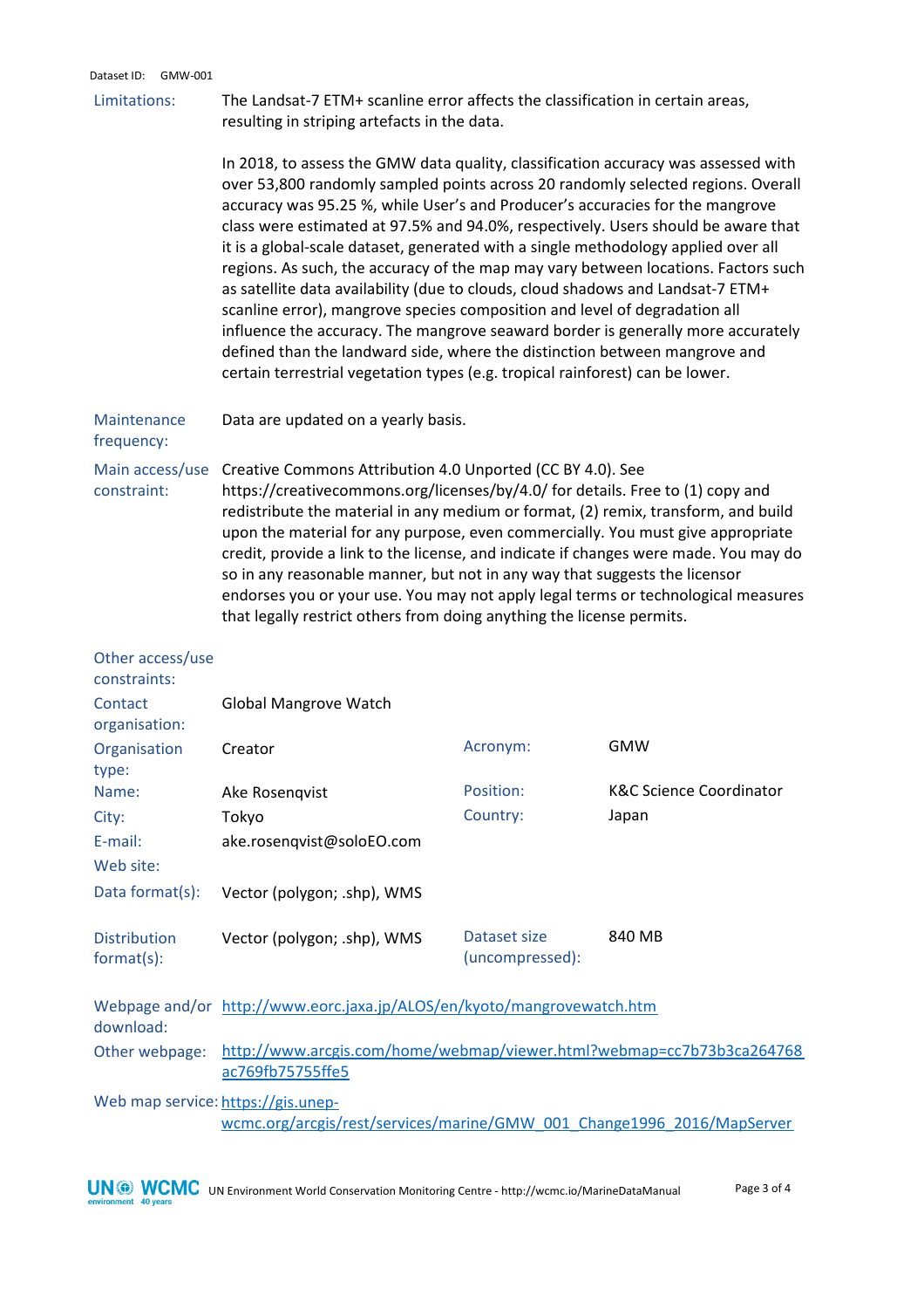Dataset ID: GMW-001

| | |
|---|---|
| Limitations: | The Landsat-7 ETM+ scanline error affects the classification in certain areas, resulting in striping artefacts in the data.<br><br>In 2018, to assess the GMW data quality, classification accuracy was assessed with over 53,800 randomly sampled points across 20 randomly selected regions. Overall accuracy was 95.25 %, while User's and Producer's accuracies for the mangrove class were estimated at 97.5% and 94.0%, respectively. Users should be aware that it is a global-scale dataset, generated with a single methodology applied over all regions. As such, the accuracy of the map may vary between locations. Factors such as satellite data availability (due to clouds, cloud shadows and Landsat-7 ETM+ scanline error), mangrove species composition and level of degradation all influence the accuracy. The mangrove seaward border is generally more accurately defined than the landward side, where the distinction between mangrove and certain terrestrial vegetation types (e.g. tropical rainforest) can be lower. |
| Maintenance frequency: | Data are updated on a yearly basis. |
| Main access/use constraint: | Creative Commons Attribution 4.0 Unported (CC BY 4.0). See https://creativecommons.org/licenses/by/4.0/ for details. Free to (1) copy and redistribute the material in any medium or format, (2) remix, transform, and build upon the material for any purpose, even commercially. You must give appropriate credit, provide a link to the license, and indicate if changes were made. You may do so in any reasonable manner, but not in any way that suggests the licensor endorses you or your use. You may not apply legal terms or technological measures that legally restrict others from doing anything the license permits. |
| Other access/use constraints: | |

| | | | |
|---|---|---|---|
| Contact organisation: | Global Mangrove Watch | | |
| Organisation type: | Creator | Acronym: | GMW |
| Name: | Ake Rosenqvist | Position: | K&C Science Coordinator |
| City: | Tokyo | Country: | Japan |
| E-mail: | ake.rosenqvist@soloEO.com | | |
| Web site: | | | |
| Data format(s): | Vector (polygon; .shp), WMS | | |
| Distribution format(s): | Vector (polygon; .shp), WMS | Dataset size (uncompressed): | 840 MB |

| | |
|---|---|
| Webpage and/or download: | http://www.eorc.jaxa.jp/ALOS/en/kyoto/mangrovewatch.htm |
| Other webpage: | http://www.arcgis.com/home/webmap/viewer.html?webmap=cc7b73b3ca264768ac769fb75755ffe5 |
| Web map service: | https://gis.unep-wcmc.org/arcgis/rest/services/marine/GMW_001_Change1996_2016/MapServer |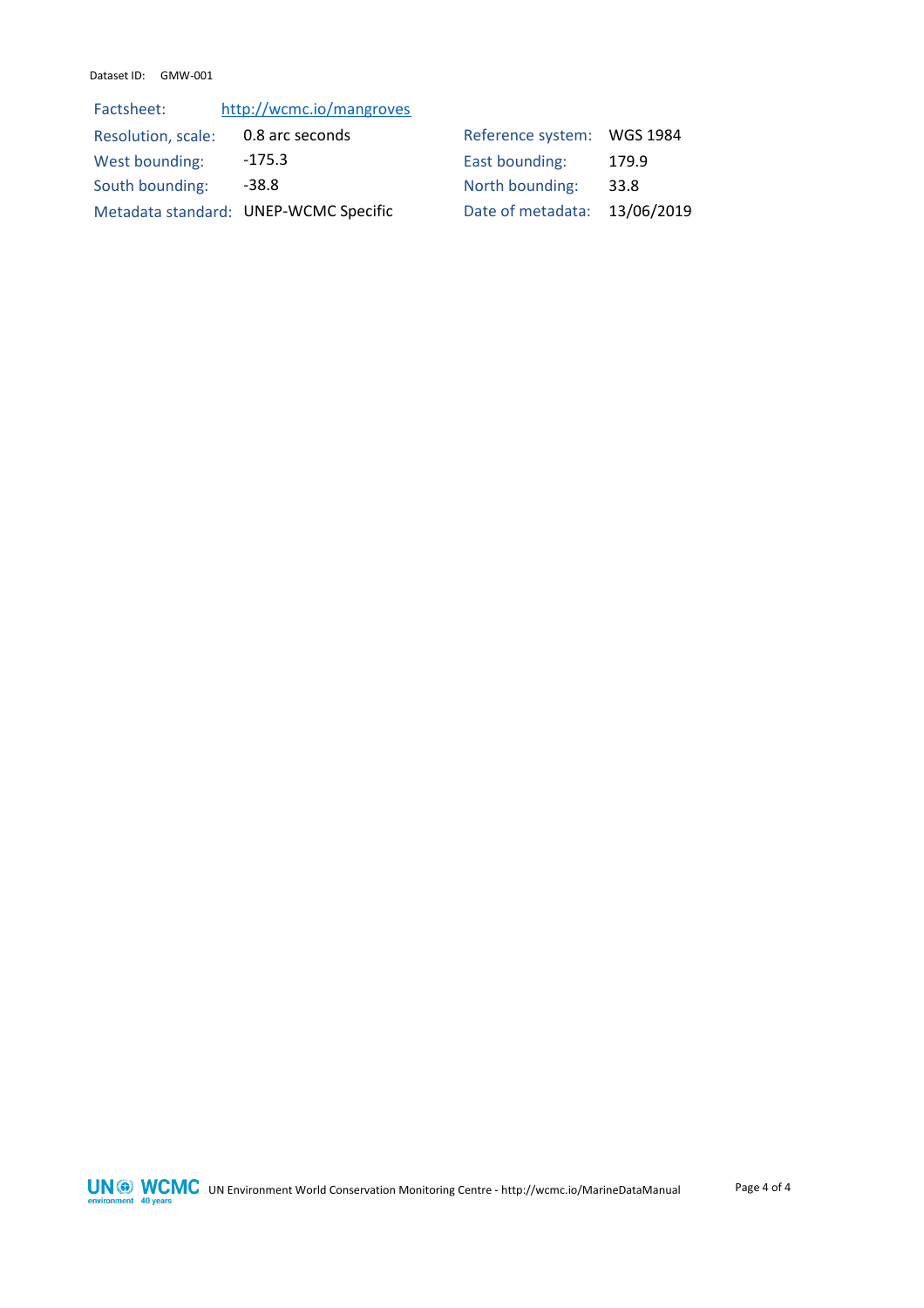Dataset ID: GMW-001

| | | | |
|---|---|---|---|
| Factsheet: | http://wcmc.io/mangroves | | |
| Resolution, scale: | 0.8 arc seconds | Reference system: | WGS 1984 |
| West bounding: | -175.3 | East bounding: | 179.9 |
| South bounding: | -38.8 | North bounding: | 33.8 |
| Metadata standard: | UNEP-WCMC Specific | Date of metadata: | 13/06/2019 |